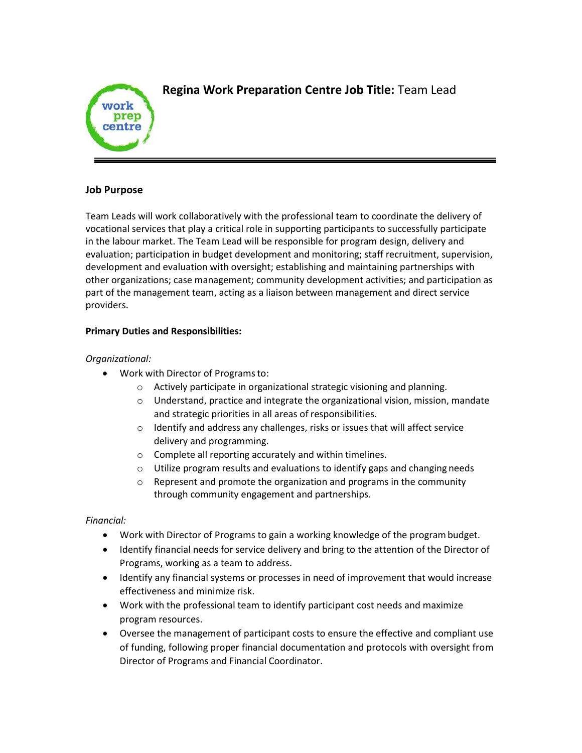# **Regina Work Preparation Centre Job Title:** Team Lead

---

## Job Purpose

Team Leads will work collaboratively with the professional team to coordinate the delivery of vocational services that play a critical role in supporting participants to successfully participate in the labour market. The Team Lead will be responsible for program design, delivery and evaluation; participation in budget development and monitoring; staff recruitment, supervision, development and evaluation with oversight; establishing and maintaining partnerships with other organizations; case management; community development activities; and participation as part of the management team, acting as a liaison between management and direct service providers.

**Primary Duties and Responsibilities:**

*Organizational:*

- Work with Director of Programs to:
  - Actively participate in organizational strategic visioning and planning.
  - Understand, practice and integrate the organizational vision, mission, mandate and strategic priorities in all areas of responsibilities.
  - Identify and address any challenges, risks or issues that will affect service delivery and programming.
  - Complete all reporting accurately and within timelines.
  - Utilize program results and evaluations to identify gaps and changing needs
  - Represent and promote the organization and programs in the community through community engagement and partnerships.

*Financial:*

- Work with Director of Programs to gain a working knowledge of the program budget.
- Identify financial needs for service delivery and bring to the attention of the Director of Programs, working as a team to address.
- Identify any financial systems or processes in need of improvement that would increase effectiveness and minimize risk.
- Work with the professional team to identify participant cost needs and maximize program resources.
- Oversee the management of participant costs to ensure the effective and compliant use of funding, following proper financial documentation and protocols with oversight from Director of Programs and Financial Coordinator.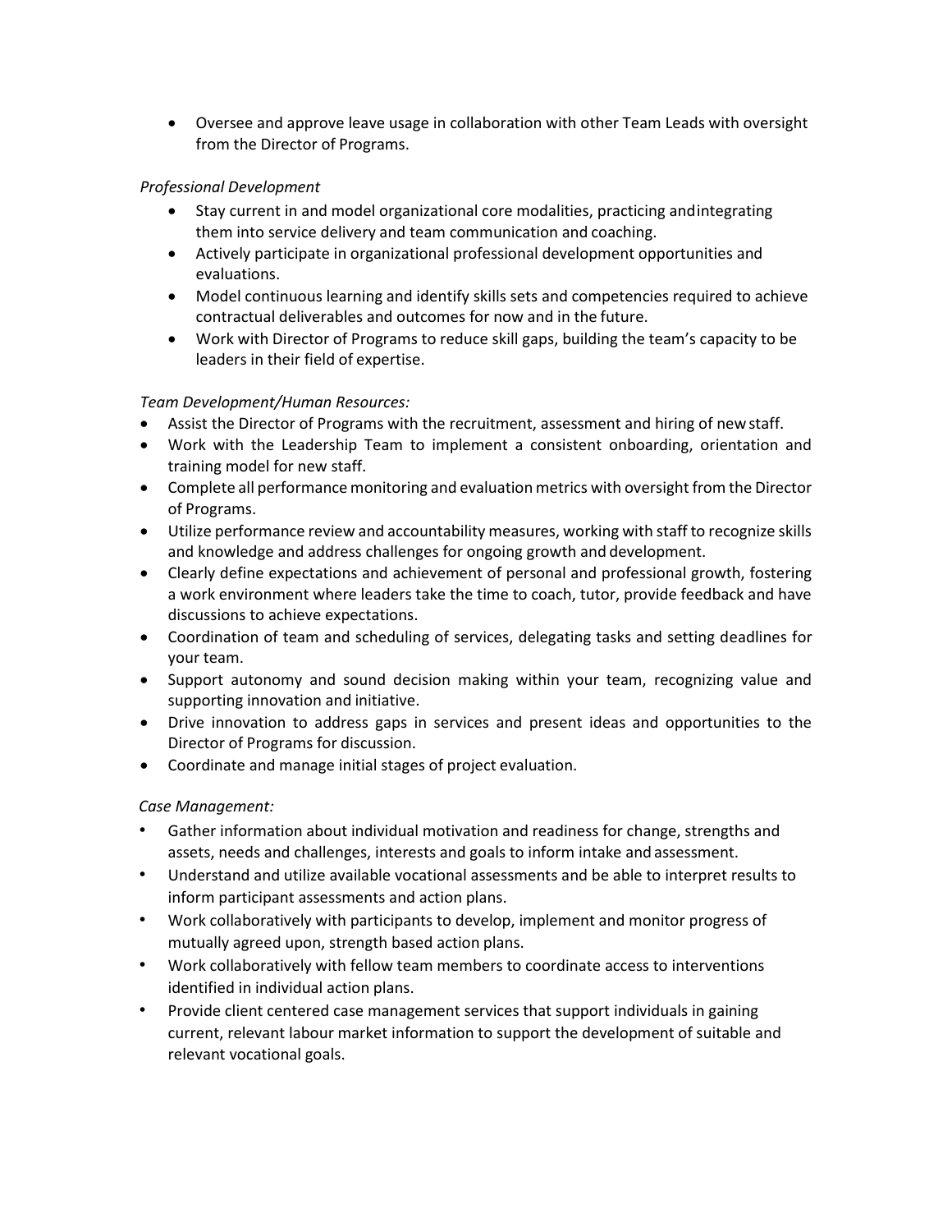- Oversee and approve leave usage in collaboration with other Team Leads with oversight from the Director of Programs.

*Professional Development*

- Stay current in and model organizational core modalities, practicing and integrating them into service delivery and team communication and coaching.
- Actively participate in organizational professional development opportunities and evaluations.
- Model continuous learning and identify skills sets and competencies required to achieve contractual deliverables and outcomes for now and in the future.
- Work with Director of Programs to reduce skill gaps, building the team's capacity to be leaders in their field of expertise.

*Team Development/Human Resources:*

- Assist the Director of Programs with the recruitment, assessment and hiring of new staff.
- Work with the Leadership Team to implement a consistent onboarding, orientation and training model for new staff.
- Complete all performance monitoring and evaluation metrics with oversight from the Director of Programs.
- Utilize performance review and accountability measures, working with staff to recognize skills and knowledge and address challenges for ongoing growth and development.
- Clearly define expectations and achievement of personal and professional growth, fostering a work environment where leaders take the time to coach, tutor, provide feedback and have discussions to achieve expectations.
- Coordination of team and scheduling of services, delegating tasks and setting deadlines for your team.
- Support autonomy and sound decision making within your team, recognizing value and supporting innovation and initiative.
- Drive innovation to address gaps in services and present ideas and opportunities to the Director of Programs for discussion.
- Coordinate and manage initial stages of project evaluation.

*Case Management:*

- Gather information about individual motivation and readiness for change, strengths and assets, needs and challenges, interests and goals to inform intake and assessment.
- Understand and utilize available vocational assessments and be able to interpret results to inform participant assessments and action plans.
- Work collaboratively with participants to develop, implement and monitor progress of mutually agreed upon, strength based action plans.
- Work collaboratively with fellow team members to coordinate access to interventions identified in individual action plans.
- Provide client centered case management services that support individuals in gaining current, relevant labour market information to support the development of suitable and relevant vocational goals.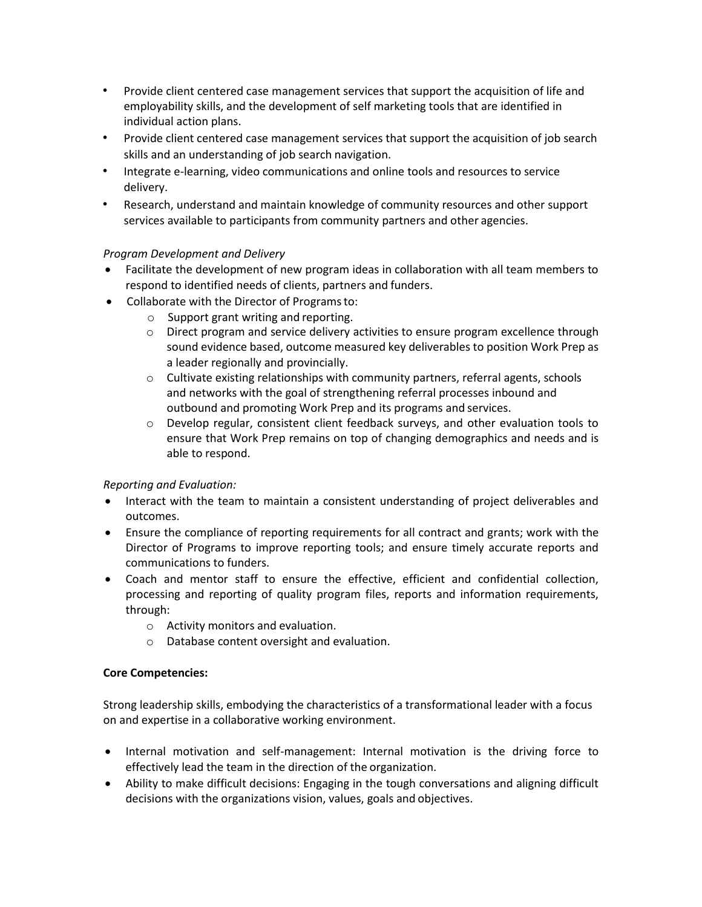- Provide client centered case management services that support the acquisition of life and employability skills, and the development of self marketing tools that are identified in individual action plans.
- Provide client centered case management services that support the acquisition of job search skills and an understanding of job search navigation.
- Integrate e-learning, video communications and online tools and resources to service delivery.
- Research, understand and maintain knowledge of community resources and other support services available to participants from community partners and other agencies.

*Program Development and Delivery*

- Facilitate the development of new program ideas in collaboration with all team members to respond to identified needs of clients, partners and funders.
- Collaborate with the Director of Programs to:
  - Support grant writing and reporting.
  - Direct program and service delivery activities to ensure program excellence through sound evidence based, outcome measured key deliverables to position Work Prep as a leader regionally and provincially.
  - Cultivate existing relationships with community partners, referral agents, schools and networks with the goal of strengthening referral processes inbound and outbound and promoting Work Prep and its programs and services.
  - Develop regular, consistent client feedback surveys, and other evaluation tools to ensure that Work Prep remains on top of changing demographics and needs and is able to respond.

*Reporting and Evaluation:*

- Interact with the team to maintain a consistent understanding of project deliverables and outcomes.
- Ensure the compliance of reporting requirements for all contract and grants; work with the Director of Programs to improve reporting tools; and ensure timely accurate reports and communications to funders.
- Coach and mentor staff to ensure the effective, efficient and confidential collection, processing and reporting of quality program files, reports and information requirements, through:
  - Activity monitors and evaluation.
  - Database content oversight and evaluation.

**Core Competencies:**

Strong leadership skills, embodying the characteristics of a transformational leader with a focus on and expertise in a collaborative working environment.

- Internal motivation and self-management: Internal motivation is the driving force to effectively lead the team in the direction of the organization.
- Ability to make difficult decisions: Engaging in the tough conversations and aligning difficult decisions with the organizations vision, values, goals and objectives.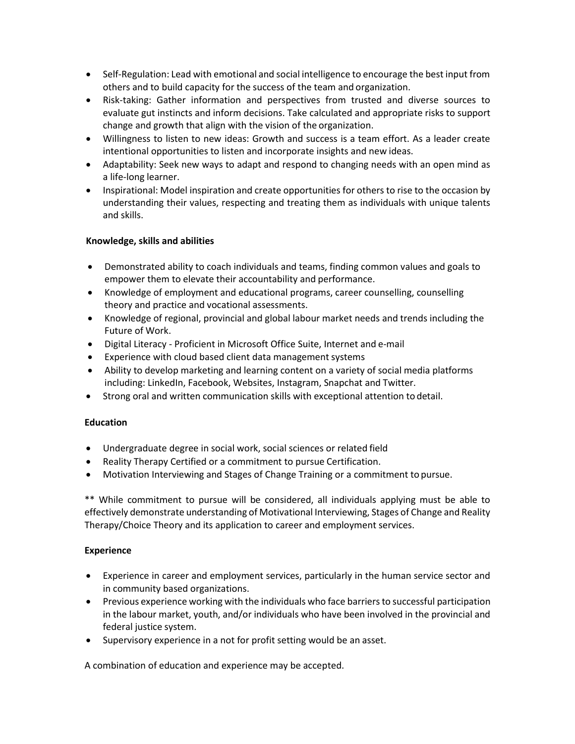- Self-Regulation: Lead with emotional and social intelligence to encourage the best input from others and to build capacity for the success of the team and organization.
- Risk-taking: Gather information and perspectives from trusted and diverse sources to evaluate gut instincts and inform decisions. Take calculated and appropriate risks to support change and growth that align with the vision of the organization.
- Willingness to listen to new ideas: Growth and success is a team effort. As a leader create intentional opportunities to listen and incorporate insights and new ideas.
- Adaptability: Seek new ways to adapt and respond to changing needs with an open mind as a life-long learner.
- Inspirational: Model inspiration and create opportunities for others to rise to the occasion by understanding their values, respecting and treating them as individuals with unique talents and skills.

**Knowledge, skills and abilities**

- Demonstrated ability to coach individuals and teams, finding common values and goals to empower them to elevate their accountability and performance.
- Knowledge of employment and educational programs, career counselling, counselling theory and practice and vocational assessments.
- Knowledge of regional, provincial and global labour market needs and trends including the Future of Work.
- Digital Literacy - Proficient in Microsoft Office Suite, Internet and e-mail
- Experience with cloud based client data management systems
- Ability to develop marketing and learning content on a variety of social media platforms including: LinkedIn, Facebook, Websites, Instagram, Snapchat and Twitter.
- Strong oral and written communication skills with exceptional attention to detail.

**Education**

- Undergraduate degree in social work, social sciences or related field
- Reality Therapy Certified or a commitment to pursue Certification.
- Motivation Interviewing and Stages of Change Training or a commitment to pursue.

** While commitment to pursue will be considered, all individuals applying must be able to effectively demonstrate understanding of Motivational Interviewing, Stages of Change and Reality Therapy/Choice Theory and its application to career and employment services.

**Experience**

- Experience in career and employment services, particularly in the human service sector and in community based organizations.
- Previous experience working with the individuals who face barriers to successful participation in the labour market, youth, and/or individuals who have been involved in the provincial and federal justice system.
- Supervisory experience in a not for profit setting would be an asset.

A combination of education and experience may be accepted.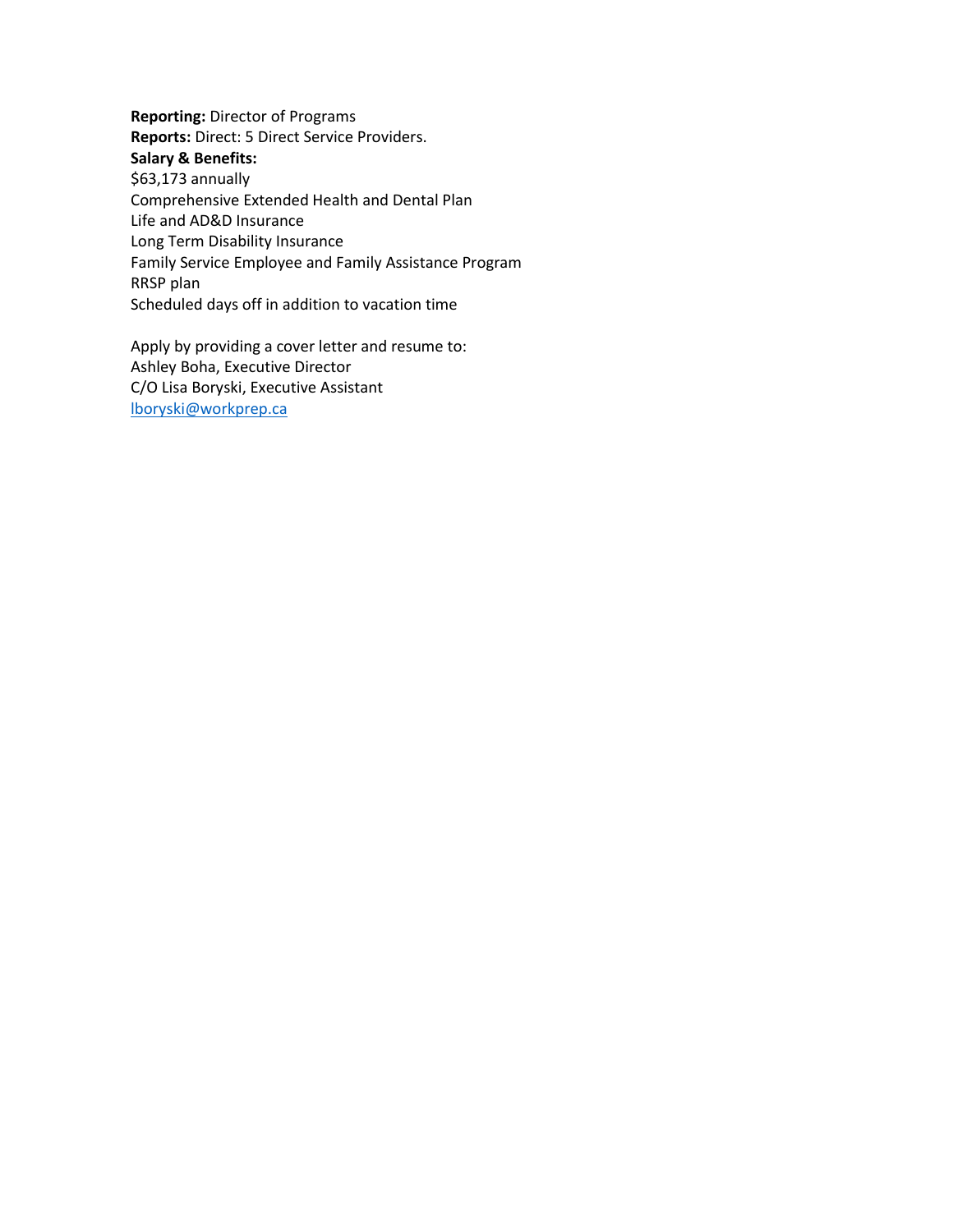**Reporting:** Director of Programs
**Reports:** Direct: 5 Direct Service Providers.
**Salary & Benefits:**
$63,173 annually
Comprehensive Extended Health and Dental Plan
Life and AD&D Insurance
Long Term Disability Insurance
Family Service Employee and Family Assistance Program
RRSP plan
Scheduled days off in addition to vacation time

Apply by providing a cover letter and resume to:
Ashley Boha, Executive Director
C/O Lisa Boryski, Executive Assistant
lboryski@workprep.ca